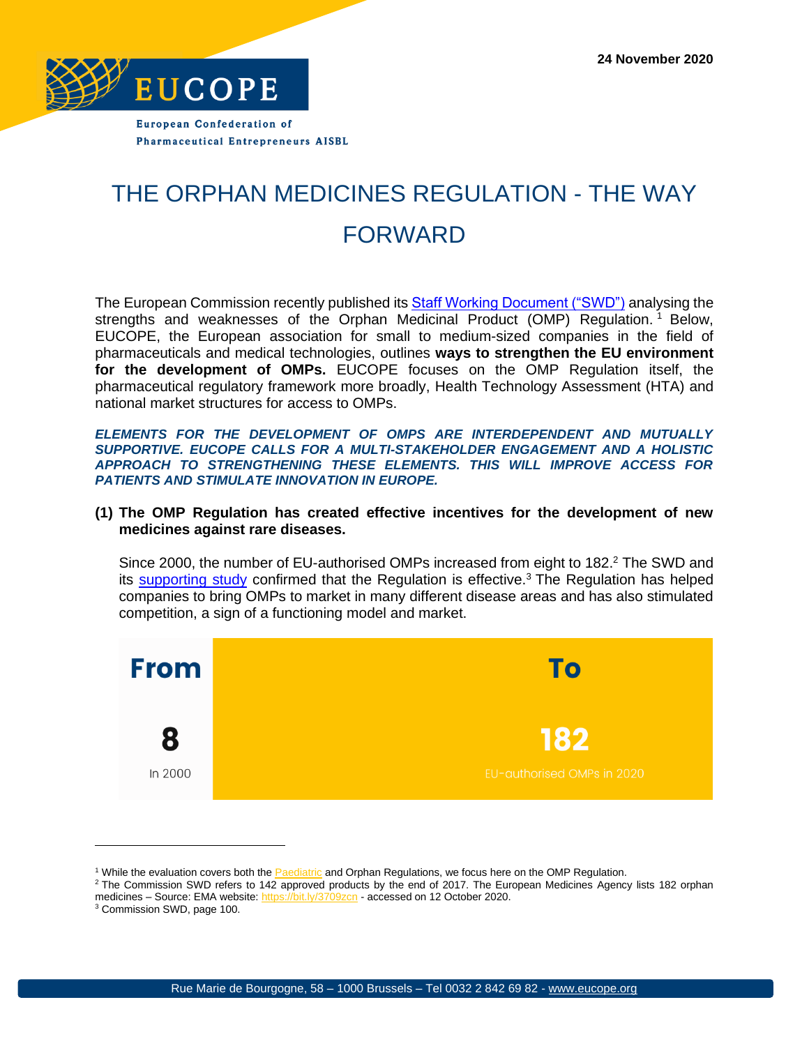24 November 2020

EUCOPE

European Confederation of Pharmaceutical Entrepreneurs AISBL

# THE ORPHAN MEDICINES REGULATION - THE WAY FORWARD

The European Commission recently published its Staff Working Document ("SWD") analysing the strengths and weaknesses of the Orphan Medicinal Product (OMP) Regulation.[1] Below, EUCOPE, the European association for small to medium-sized companies in the field of pharmaceuticals and medical technologies, outlines **ways to strengthen the EU environment for the development of OMPs.** EUCOPE focuses on the OMP Regulation itself, the pharmaceutical regulatory framework more broadly, Health Technology Assessment (HTA) and national market structures for access to OMPs.

***ELEMENTS FOR THE DEVELOPMENT OF OMPS ARE INTERDEPENDENT AND MUTUALLY SUPPORTIVE. EUCOPE CALLS FOR A MULTI-STAKEHOLDER ENGAGEMENT AND A HOLISTIC APPROACH TO STRENGTHENING THESE ELEMENTS. THIS WILL IMPROVE ACCESS FOR PATIENTS AND STIMULATE INNOVATION IN EUROPE.***

**(1) The OMP Regulation has created effective incentives for the development of new medicines against rare diseases.**

Since 2000, the number of EU-authorised OMPs increased from eight to 182.[2] The SWD and its supporting study confirmed that the Regulation is effective.[3] The Regulation has helped companies to bring OMPs to market in many different disease areas and has also stimulated competition, a sign of a functioning model and market.

| From | To |
|---|---|
| 8 | 182 |
| In 2000 | EU-authorised OMPs in 2020 |

[1] While the evaluation covers both the Paediatric and Orphan Regulations, we focus here on the OMP Regulation.

[2] The Commission SWD refers to 142 approved products by the end of 2017. The European Medicines Agency lists 182 orphan medicines – Source: EMA website: https://bit.ly/3709zcn - accessed on 12 October 2020.

[3] Commission SWD, page 100.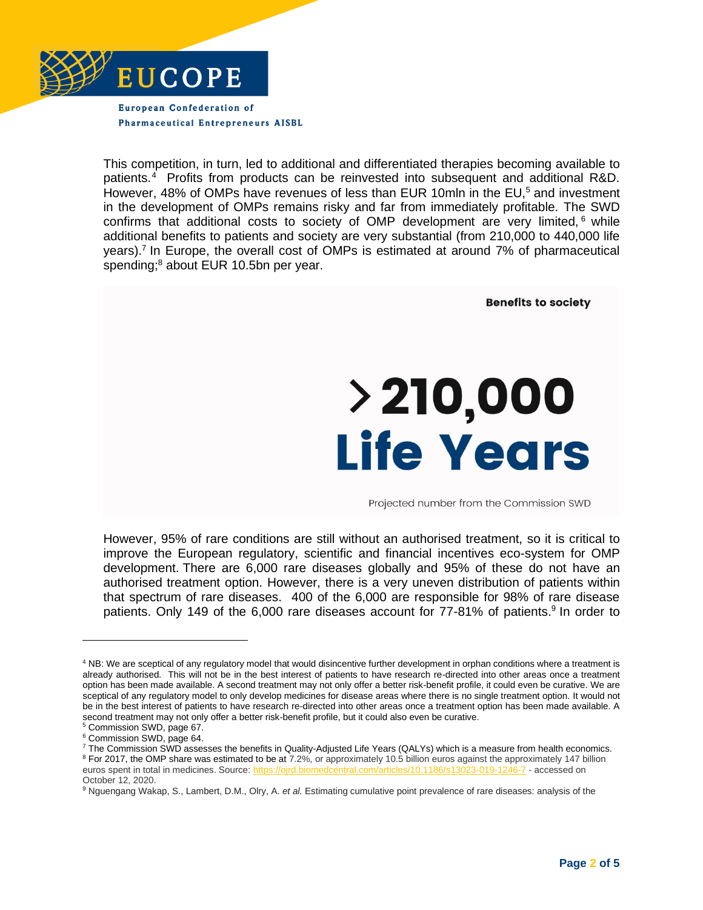This competition, in turn, led to additional and differentiated therapies becoming available to patients.[4] Profits from products can be reinvested into subsequent and additional R&D. However, 48% of OMPs have revenues of less than EUR 10mln in the EU,[5] and investment in the development of OMPs remains risky and far from immediately profitable. The SWD confirms that additional costs to society of OMP development are very limited,[6] while additional benefits to patients and society are very substantial (from 210,000 to 440,000 life years).[7] In Europe, the overall cost of OMPs is estimated at around 7% of pharmaceutical spending;[8] about EUR 10.5bn per year.

**Benefits to society**

**>210,000 Life Years**

Projected number from the Commission SWD

However, 95% of rare conditions are still without an authorised treatment, so it is critical to improve the European regulatory, scientific and financial incentives eco-system for OMP development. There are 6,000 rare diseases globally and 95% of these do not have an authorised treatment option. However, there is a very uneven distribution of patients within that spectrum of rare diseases. 400 of the 6,000 are responsible for 98% of rare disease patients. Only 149 of the 6,000 rare diseases account for 77-81% of patients.[9] In order to

---

[4] NB: We are sceptical of any regulatory model that would disincentive further development in orphan conditions where a treatment is already authorised. This will not be in the best interest of patients to have research re-directed into other areas once a treatment option has been made available. A second treatment may not only offer a better risk-benefit profile, it could even be curative. We are sceptical of any regulatory model to only develop medicines for disease areas where there is no single treatment option. It would not be in the best interest of patients to have research re-directed into other areas once a treatment option has been made available. A second treatment may not only offer a better risk-benefit profile, but it could also even be curative.

[5] Commission SWD, page 67.

[6] Commission SWD, page 64.

[7] The Commission SWD assesses the benefits in Quality-Adjusted Life Years (QALYs) which is a measure from health economics.

[8] For 2017, the OMP share was estimated to be at 7.2%, or approximately 10.5 billion euros against the approximately 147 billion euros spent in total in medicines. Source: https://ojrd.biomedcentral.com/articles/10.1186/s13023-019-1246-7 - accessed on October 12, 2020.

[9] Nguengang Wakap, S., Lambert, D.M., Olry, A. *et al.* Estimating cumulative point prevalence of rare diseases: analysis of the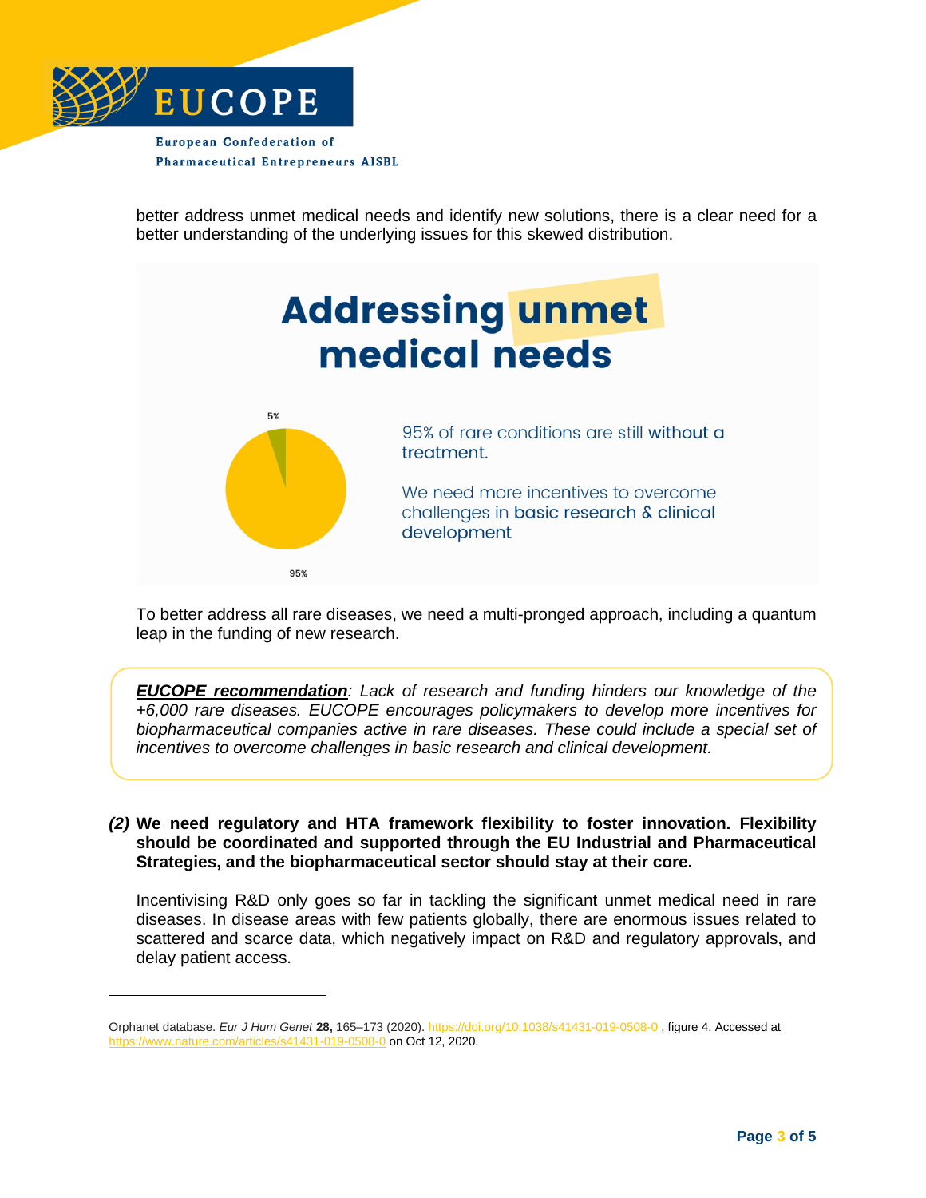better address unmet medical needs and identify new solutions, there is a clear need for a better understanding of the underlying issues for this skewed distribution.

## Addressing unmet medical needs

5%

95%

95% of rare conditions are still without a treatment.

We need more incentives to overcome challenges in basic research & clinical development

To better address all rare diseases, we need a multi-pronged approach, including a quantum leap in the funding of new research.

> ***EUCOPE recommendation****: Lack of research and funding hinders our knowledge of the +6,000 rare diseases. EUCOPE encourages policymakers to develop more incentives for biopharmaceutical companies active in rare diseases. These could include a special set of incentives to overcome challenges in basic research and clinical development.*

***(2)*** **We need regulatory and HTA framework flexibility to foster innovation. Flexibility should be coordinated and supported through the EU Industrial and Pharmaceutical Strategies, and the biopharmaceutical sector should stay at their core.**

Incentivising R&D only goes so far in tackling the significant unmet medical need in rare diseases. In disease areas with few patients globally, there are enormous issues related to scattered and scarce data, which negatively impact on R&D and regulatory approvals, and delay patient access.

---

Orphanet database. *Eur J Hum Genet* **28,** 165–173 (2020). https://doi.org/10.1038/s41431-019-0508-0 , figure 4. Accessed at https://www.nature.com/articles/s41431-019-0508-0 on Oct 12, 2020.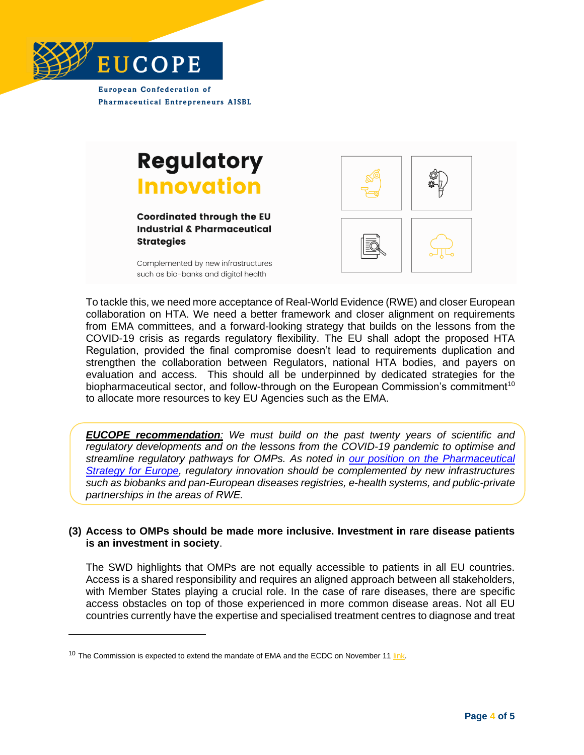## Regulatory Innovation

**Coordinated through the EU Industrial & Pharmaceutical Strategies**

Complemented by new infrastructures such as bio-banks and digital health

To tackle this, we need more acceptance of Real-World Evidence (RWE) and closer European collaboration on HTA. We need a better framework and closer alignment on requirements from EMA committees, and a forward-looking strategy that builds on the lessons from the COVID-19 crisis as regards regulatory flexibility. The EU shall adopt the proposed HTA Regulation, provided the final compromise doesn't lead to requirements duplication and strengthen the collaboration between Regulators, national HTA bodies, and payers on evaluation and access. This should all be underpinned by dedicated strategies for the biopharmaceutical sector, and follow-through on the European Commission's commitment[10] to allocate more resources to key EU Agencies such as the EMA.

> ***EUCOPE recommendation****: We must build on the past twenty years of scientific and regulatory developments and on the lessons from the COVID-19 pandemic to optimise and streamline regulatory pathways for OMPs. As noted in our position on the Pharmaceutical Strategy for Europe, regulatory innovation should be complemented by new infrastructures such as biobanks and pan-European diseases registries, e-health systems, and public-private partnerships in the areas of RWE.*

**(3) Access to OMPs should be made more inclusive. Investment in rare disease patients is an investment in society**.

The SWD highlights that OMPs are not equally accessible to patients in all EU countries. Access is a shared responsibility and requires an aligned approach between all stakeholders, with Member States playing a crucial role. In the case of rare diseases, there are specific access obstacles on top of those experienced in more common disease areas. Not all EU countries currently have the expertise and specialised treatment centres to diagnose and treat

---

[10] The Commission is expected to extend the mandate of EMA and the ECDC on November 11 link.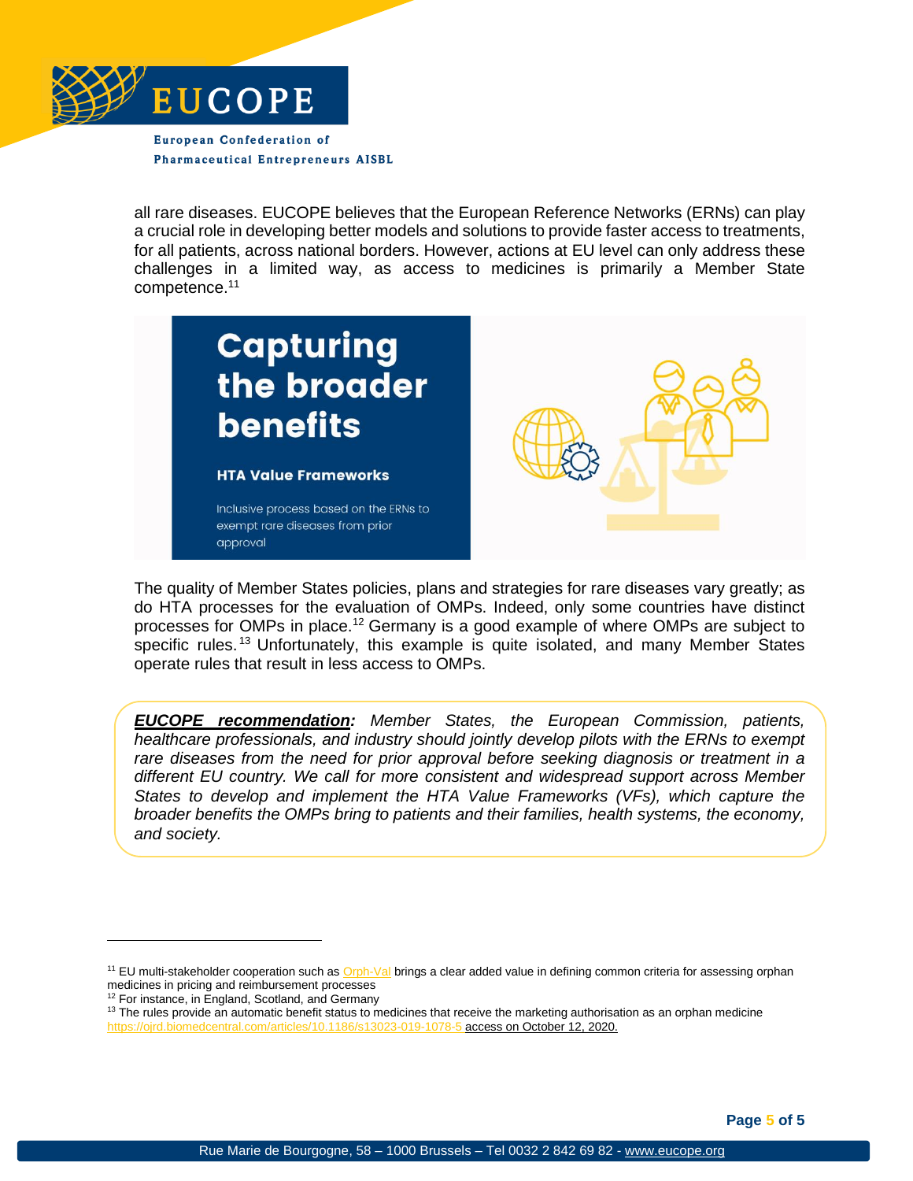all rare diseases. EUCOPE believes that the European Reference Networks (ERNs) can play a crucial role in developing better models and solutions to provide faster access to treatments, for all patients, across national borders. However, actions at EU level can only address these challenges in a limited way, as access to medicines is primarily a Member State competence.[11]

## Capturing the broader benefits

**HTA Value Frameworks**

Inclusive process based on the ERNs to exempt rare diseases from prior approval

The quality of Member States policies, plans and strategies for rare diseases vary greatly; as do HTA processes for the evaluation of OMPs. Indeed, only some countries have distinct processes for OMPs in place.[12] Germany is a good example of where OMPs are subject to specific rules.[13] Unfortunately, this example is quite isolated, and many Member States operate rules that result in less access to OMPs.

***EUCOPE recommendation:*** *Member States, the European Commission, patients, healthcare professionals, and industry should jointly develop pilots with the ERNs to exempt rare diseases from the need for prior approval before seeking diagnosis or treatment in a different EU country. We call for more consistent and widespread support across Member States to develop and implement the HTA Value Frameworks (VFs), which capture the broader benefits the OMPs bring to patients and their families, health systems, the economy, and society.*

---

[11] EU multi-stakeholder cooperation such as Orph-Val brings a clear added value in defining common criteria for assessing orphan medicines in pricing and reimbursement processes

[12] For instance, in England, Scotland, and Germany

[13] The rules provide an automatic benefit status to medicines that receive the marketing authorisation as an orphan medicine https://ojrd.biomedcentral.com/articles/10.1186/s13023-019-1078-5 access on October 12, 2020.